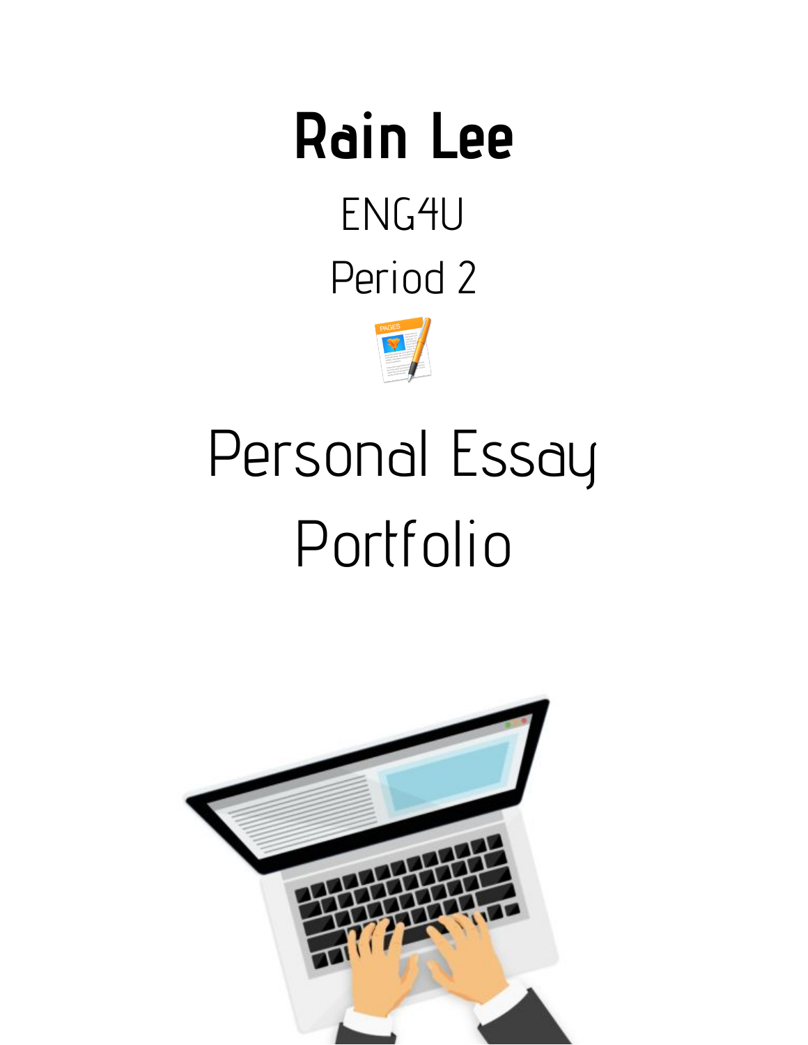# Rain Lee

ENG4U

Period 2

# Personal Essay Portfolio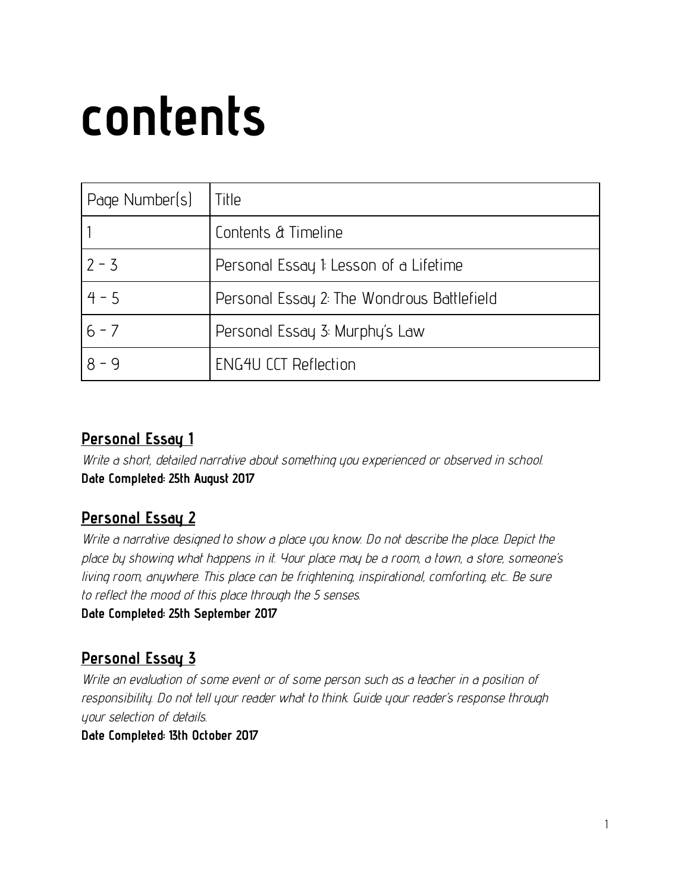# contents

| Page Number(s) | Title |
|---|---|
| 1 | Contents & Timeline |
| 2 – 3 | Personal Essay 1: Lesson of a Lifetime |
| 4 – 5 | Personal Essay 2: The Wondrous Battlefield |
| 6 – 7 | Personal Essay 3: Murphy's Law |
| 8 – 9 | ENG4U CCT Reflection |

## Personal Essay 1

*Write a short, detailed narrative about something you experienced or observed in school.*

**Date Completed: 25th August 2017**

## Personal Essay 2

*Write a narrative designed to show a place you know. Do not describe the place. Depict the place by showing what happens in it. Your place may be a room, a town, a store, someone's living room, anywhere. This place can be frightening, inspirational, comforting, etc.. Be sure to reflect the mood of this place through the 5 senses.*

**Date Completed: 25th September 2017**

## Personal Essay 3

*Write an evaluation of some event or of some person such as a teacher in a position of responsibility. Do not tell your reader what to think. Guide your reader's response through your selection of details.*

**Date Completed: 13th October 2017**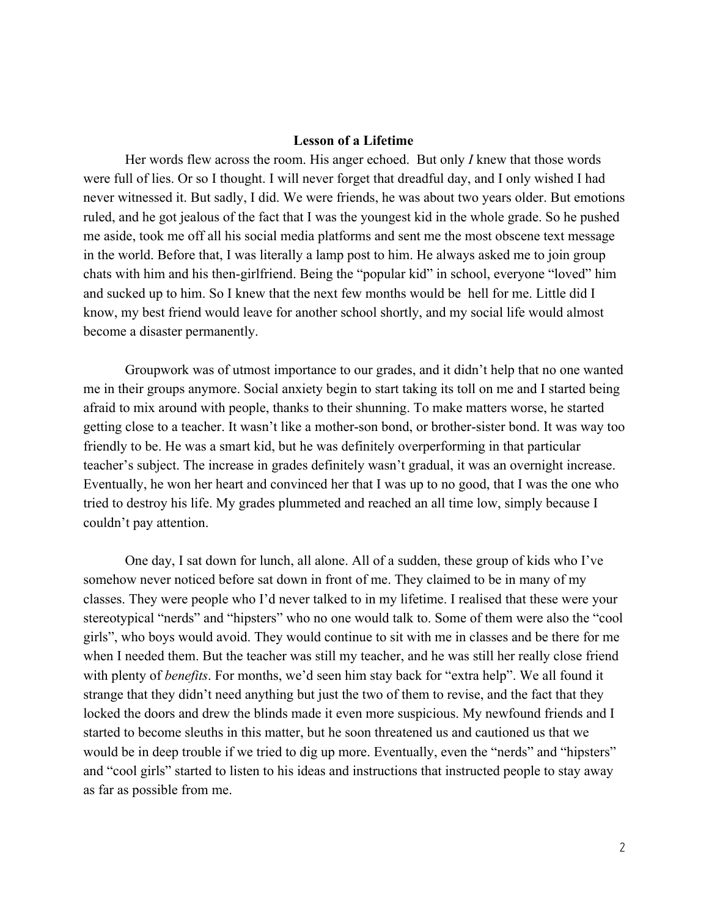**Lesson of a Lifetime**

Her words flew across the room. His anger echoed. But only *I* knew that those words were full of lies. Or so I thought. I will never forget that dreadful day, and I only wished I had never witnessed it. But sadly, I did. We were friends, he was about two years older. But emotions ruled, and he got jealous of the fact that I was the youngest kid in the whole grade. So he pushed me aside, took me off all his social media platforms and sent me the most obscene text message in the world. Before that, I was literally a lamp post to him. He always asked me to join group chats with him and his then-girlfriend. Being the "popular kid" in school, everyone "loved" him and sucked up to him. So I knew that the next few months would be hell for me. Little did I know, my best friend would leave for another school shortly, and my social life would almost become a disaster permanently.

Groupwork was of utmost importance to our grades, and it didn't help that no one wanted me in their groups anymore. Social anxiety begin to start taking its toll on me and I started being afraid to mix around with people, thanks to their shunning. To make matters worse, he started getting close to a teacher. It wasn't like a mother-son bond, or brother-sister bond. It was way too friendly to be. He was a smart kid, but he was definitely overperforming in that particular teacher's subject. The increase in grades definitely wasn't gradual, it was an overnight increase. Eventually, he won her heart and convinced her that I was up to no good, that I was the one who tried to destroy his life. My grades plummeted and reached an all time low, simply because I couldn't pay attention.

One day, I sat down for lunch, all alone. All of a sudden, these group of kids who I've somehow never noticed before sat down in front of me. They claimed to be in many of my classes. They were people who I'd never talked to in my lifetime. I realised that these were your stereotypical "nerds" and "hipsters" who no one would talk to. Some of them were also the "cool girls", who boys would avoid. They would continue to sit with me in classes and be there for me when I needed them. But the teacher was still my teacher, and he was still her really close friend with plenty of *benefits*. For months, we'd seen him stay back for "extra help". We all found it strange that they didn't need anything but just the two of them to revise, and the fact that they locked the doors and drew the blinds made it even more suspicious. My newfound friends and I started to become sleuths in this matter, but he soon threatened us and cautioned us that we would be in deep trouble if we tried to dig up more. Eventually, even the "nerds" and "hipsters" and "cool girls" started to listen to his ideas and instructions that instructed people to stay away as far as possible from me.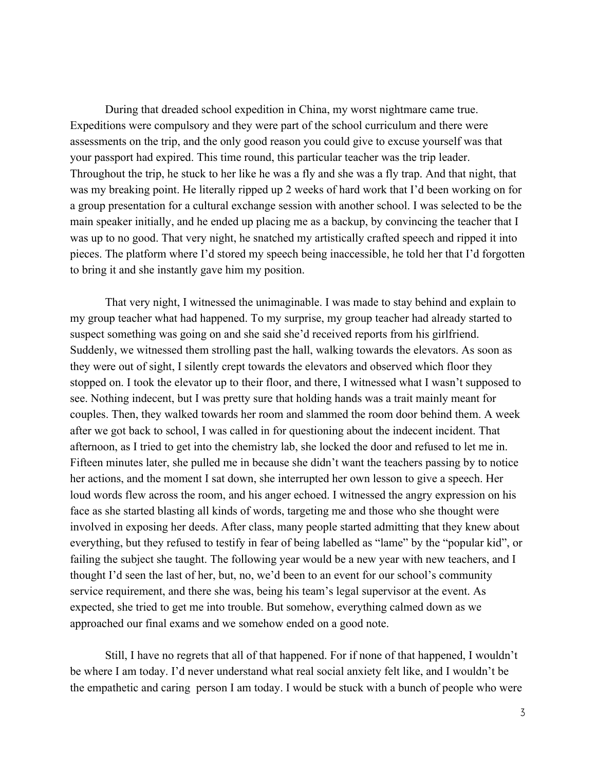During that dreaded school expedition in China, my worst nightmare came true. Expeditions were compulsory and they were part of the school curriculum and there were assessments on the trip, and the only good reason you could give to excuse yourself was that your passport had expired. This time round, this particular teacher was the trip leader. Throughout the trip, he stuck to her like he was a fly and she was a fly trap. And that night, that was my breaking point. He literally ripped up 2 weeks of hard work that I'd been working on for a group presentation for a cultural exchange session with another school. I was selected to be the main speaker initially, and he ended up placing me as a backup, by convincing the teacher that I was up to no good. That very night, he snatched my artistically crafted speech and ripped it into pieces. The platform where I'd stored my speech being inaccessible, he told her that I'd forgotten to bring it and she instantly gave him my position.

That very night, I witnessed the unimaginable. I was made to stay behind and explain to my group teacher what had happened. To my surprise, my group teacher had already started to suspect something was going on and she said she'd received reports from his girlfriend. Suddenly, we witnessed them strolling past the hall, walking towards the elevators. As soon as they were out of sight, I silently crept towards the elevators and observed which floor they stopped on. I took the elevator up to their floor, and there, I witnessed what I wasn't supposed to see. Nothing indecent, but I was pretty sure that holding hands was a trait mainly meant for couples. Then, they walked towards her room and slammed the room door behind them. A week after we got back to school, I was called in for questioning about the indecent incident. That afternoon, as I tried to get into the chemistry lab, she locked the door and refused to let me in. Fifteen minutes later, she pulled me in because she didn't want the teachers passing by to notice her actions, and the moment I sat down, she interrupted her own lesson to give a speech. Her loud words flew across the room, and his anger echoed. I witnessed the angry expression on his face as she started blasting all kinds of words, targeting me and those who she thought were involved in exposing her deeds. After class, many people started admitting that they knew about everything, but they refused to testify in fear of being labelled as "lame" by the "popular kid", or failing the subject she taught. The following year would be a new year with new teachers, and I thought I'd seen the last of her, but, no, we'd been to an event for our school's community service requirement, and there she was, being his team's legal supervisor at the event. As expected, she tried to get me into trouble. But somehow, everything calmed down as we approached our final exams and we somehow ended on a good note.

Still, I have no regrets that all of that happened. For if none of that happened, I wouldn't be where I am today. I'd never understand what real social anxiety felt like, and I wouldn't be the empathetic and caring person I am today. I would be stuck with a bunch of people who were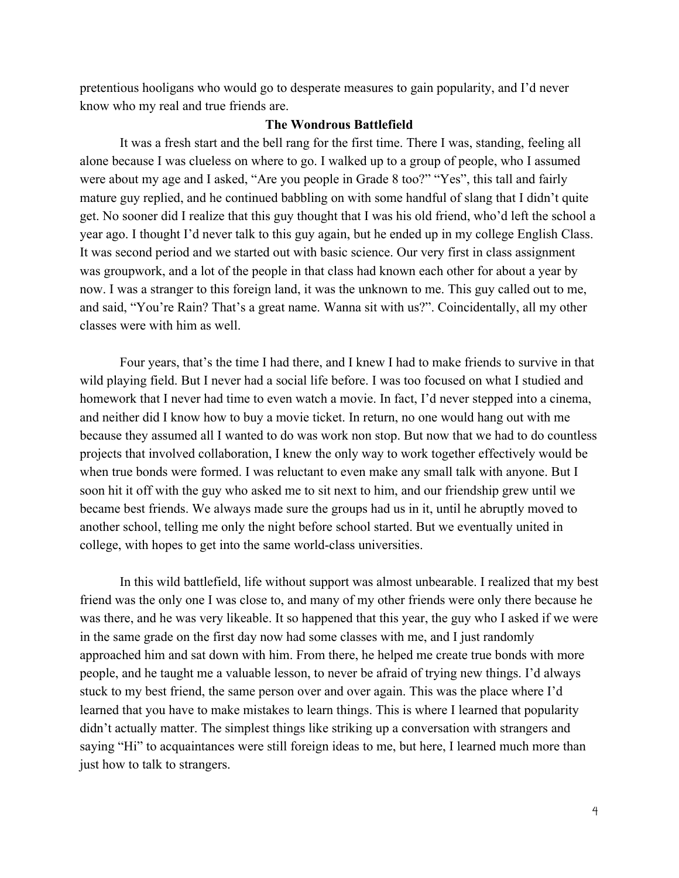pretentious hooligans who would go to desperate measures to gain popularity, and I'd never know who my real and true friends are.

### The Wondrous Battlefield

It was a fresh start and the bell rang for the first time. There I was, standing, feeling all alone because I was clueless on where to go. I walked up to a group of people, who I assumed were about my age and I asked, "Are you people in Grade 8 too?" "Yes", this tall and fairly mature guy replied, and he continued babbling on with some handful of slang that I didn't quite get. No sooner did I realize that this guy thought that I was his old friend, who'd left the school a year ago. I thought I'd never talk to this guy again, but he ended up in my college English Class. It was second period and we started out with basic science. Our very first in class assignment was groupwork, and a lot of the people in that class had known each other for about a year by now. I was a stranger to this foreign land, it was the unknown to me. This guy called out to me, and said, "You're Rain? That's a great name. Wanna sit with us?". Coincidentally, all my other classes were with him as well.

Four years, that's the time I had there, and I knew I had to make friends to survive in that wild playing field. But I never had a social life before. I was too focused on what I studied and homework that I never had time to even watch a movie. In fact, I'd never stepped into a cinema, and neither did I know how to buy a movie ticket. In return, no one would hang out with me because they assumed all I wanted to do was work non stop. But now that we had to do countless projects that involved collaboration, I knew the only way to work together effectively would be when true bonds were formed. I was reluctant to even make any small talk with anyone. But I soon hit it off with the guy who asked me to sit next to him, and our friendship grew until we became best friends. We always made sure the groups had us in it, until he abruptly moved to another school, telling me only the night before school started. But we eventually united in college, with hopes to get into the same world-class universities.

In this wild battlefield, life without support was almost unbearable. I realized that my best friend was the only one I was close to, and many of my other friends were only there because he was there, and he was very likeable. It so happened that this year, the guy who I asked if we were in the same grade on the first day now had some classes with me, and I just randomly approached him and sat down with him. From there, he helped me create true bonds with more people, and he taught me a valuable lesson, to never be afraid of trying new things. I'd always stuck to my best friend, the same person over and over again. This was the place where I'd learned that you have to make mistakes to learn things. This is where I learned that popularity didn't actually matter. The simplest things like striking up a conversation with strangers and saying "Hi" to acquaintances were still foreign ideas to me, but here, I learned much more than just how to talk to strangers.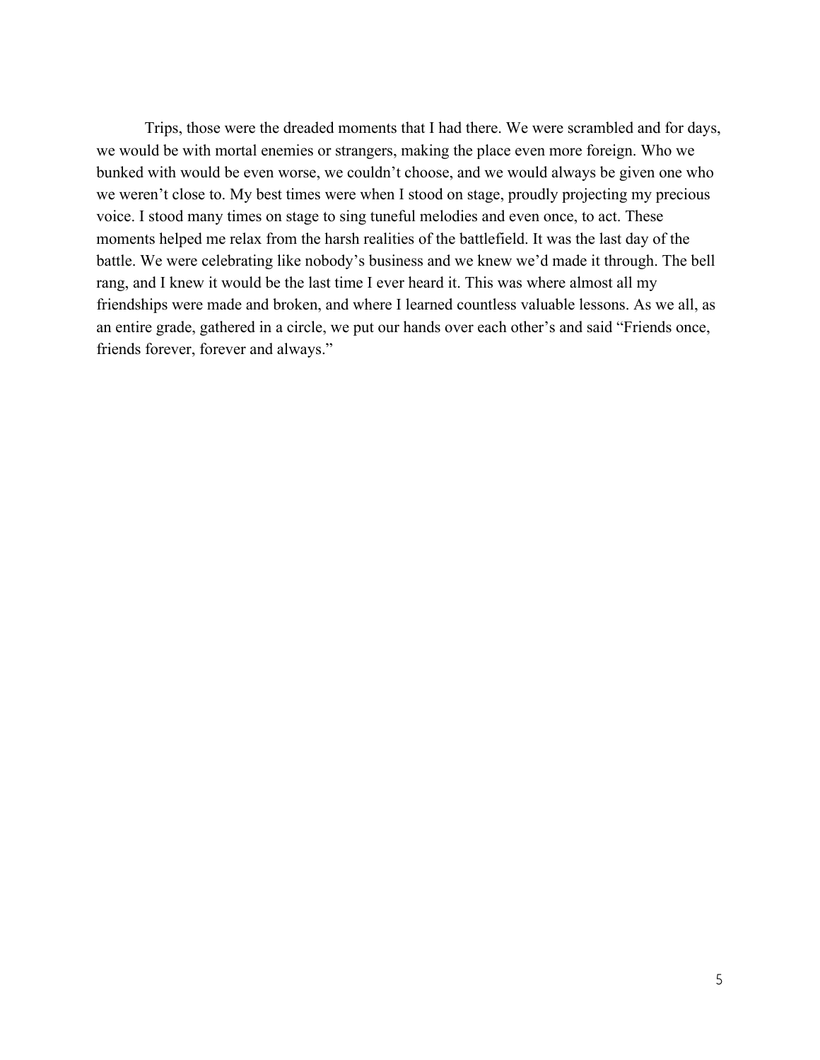Trips, those were the dreaded moments that I had there. We were scrambled and for days, we would be with mortal enemies or strangers, making the place even more foreign. Who we bunked with would be even worse, we couldn't choose, and we would always be given one who we weren't close to. My best times were when I stood on stage, proudly projecting my precious voice. I stood many times on stage to sing tuneful melodies and even once, to act. These moments helped me relax from the harsh realities of the battlefield. It was the last day of the battle. We were celebrating like nobody's business and we knew we'd made it through. The bell rang, and I knew it would be the last time I ever heard it. This was where almost all my friendships were made and broken, and where I learned countless valuable lessons. As we all, as an entire grade, gathered in a circle, we put our hands over each other's and said "Friends once, friends forever, forever and always."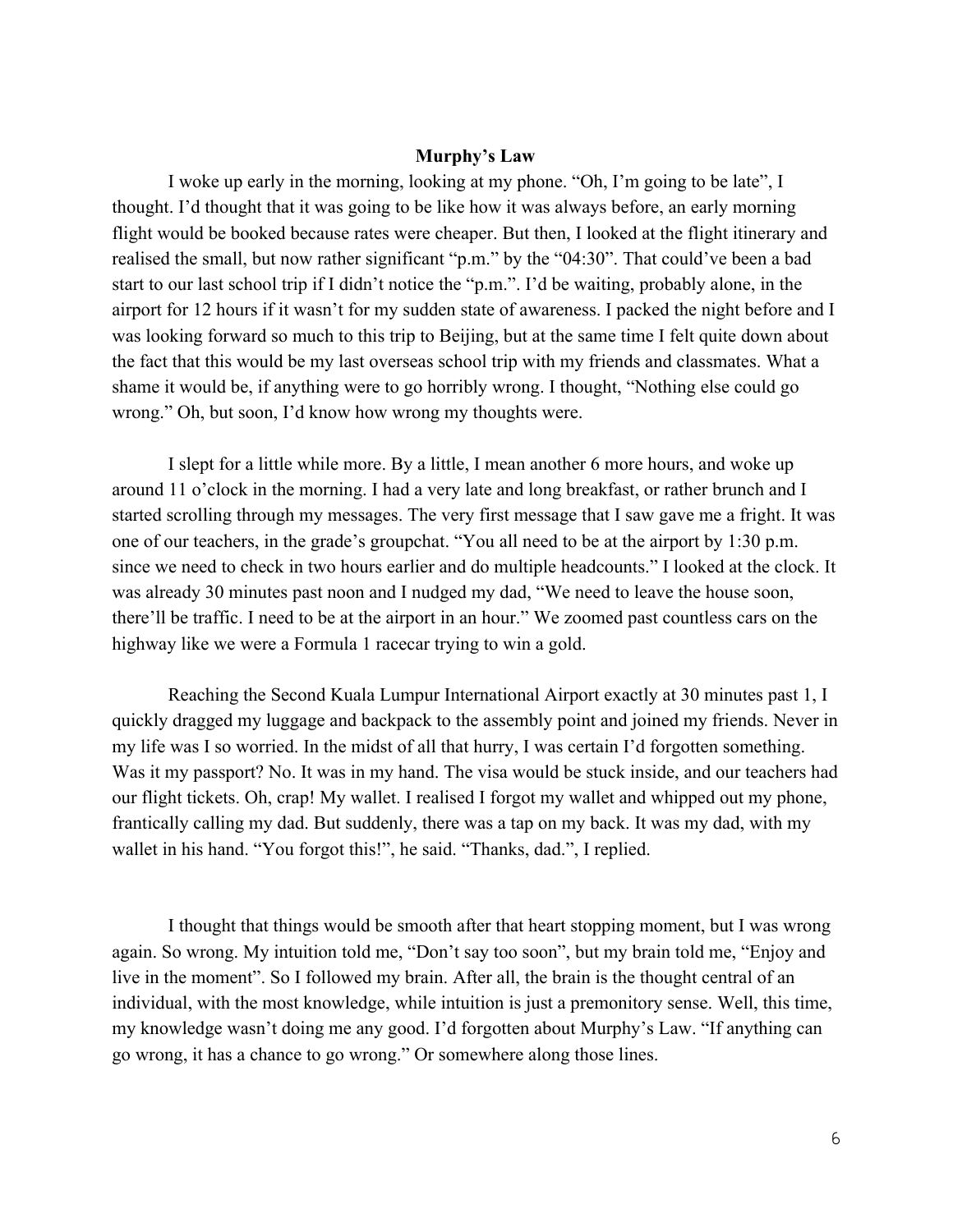## Murphy's Law

I woke up early in the morning, looking at my phone. "Oh, I'm going to be late", I thought. I'd thought that it was going to be like how it was always before, an early morning flight would be booked because rates were cheaper. But then, I looked at the flight itinerary and realised the small, but now rather significant "p.m." by the "04:30". That could've been a bad start to our last school trip if I didn't notice the "p.m.". I'd be waiting, probably alone, in the airport for 12 hours if it wasn't for my sudden state of awareness. I packed the night before and I was looking forward so much to this trip to Beijing, but at the same time I felt quite down about the fact that this would be my last overseas school trip with my friends and classmates. What a shame it would be, if anything were to go horribly wrong. I thought, "Nothing else could go wrong." Oh, but soon, I'd know how wrong my thoughts were.

I slept for a little while more. By a little, I mean another 6 more hours, and woke up around 11 o'clock in the morning. I had a very late and long breakfast, or rather brunch and I started scrolling through my messages. The very first message that I saw gave me a fright. It was one of our teachers, in the grade's groupchat. "You all need to be at the airport by 1:30 p.m. since we need to check in two hours earlier and do multiple headcounts." I looked at the clock. It was already 30 minutes past noon and I nudged my dad, "We need to leave the house soon, there'll be traffic. I need to be at the airport in an hour." We zoomed past countless cars on the highway like we were a Formula 1 racecar trying to win a gold.

Reaching the Second Kuala Lumpur International Airport exactly at 30 minutes past 1, I quickly dragged my luggage and backpack to the assembly point and joined my friends. Never in my life was I so worried. In the midst of all that hurry, I was certain I'd forgotten something. Was it my passport? No. It was in my hand. The visa would be stuck inside, and our teachers had our flight tickets. Oh, crap! My wallet. I realised I forgot my wallet and whipped out my phone, frantically calling my dad. But suddenly, there was a tap on my back. It was my dad, with my wallet in his hand. "You forgot this!", he said. "Thanks, dad.", I replied.

I thought that things would be smooth after that heart stopping moment, but I was wrong again. So wrong. My intuition told me, "Don't say too soon", but my brain told me, "Enjoy and live in the moment". So I followed my brain. After all, the brain is the thought central of an individual, with the most knowledge, while intuition is just a premonitory sense. Well, this time, my knowledge wasn't doing me any good. I'd forgotten about Murphy's Law. "If anything can go wrong, it has a chance to go wrong." Or somewhere along those lines.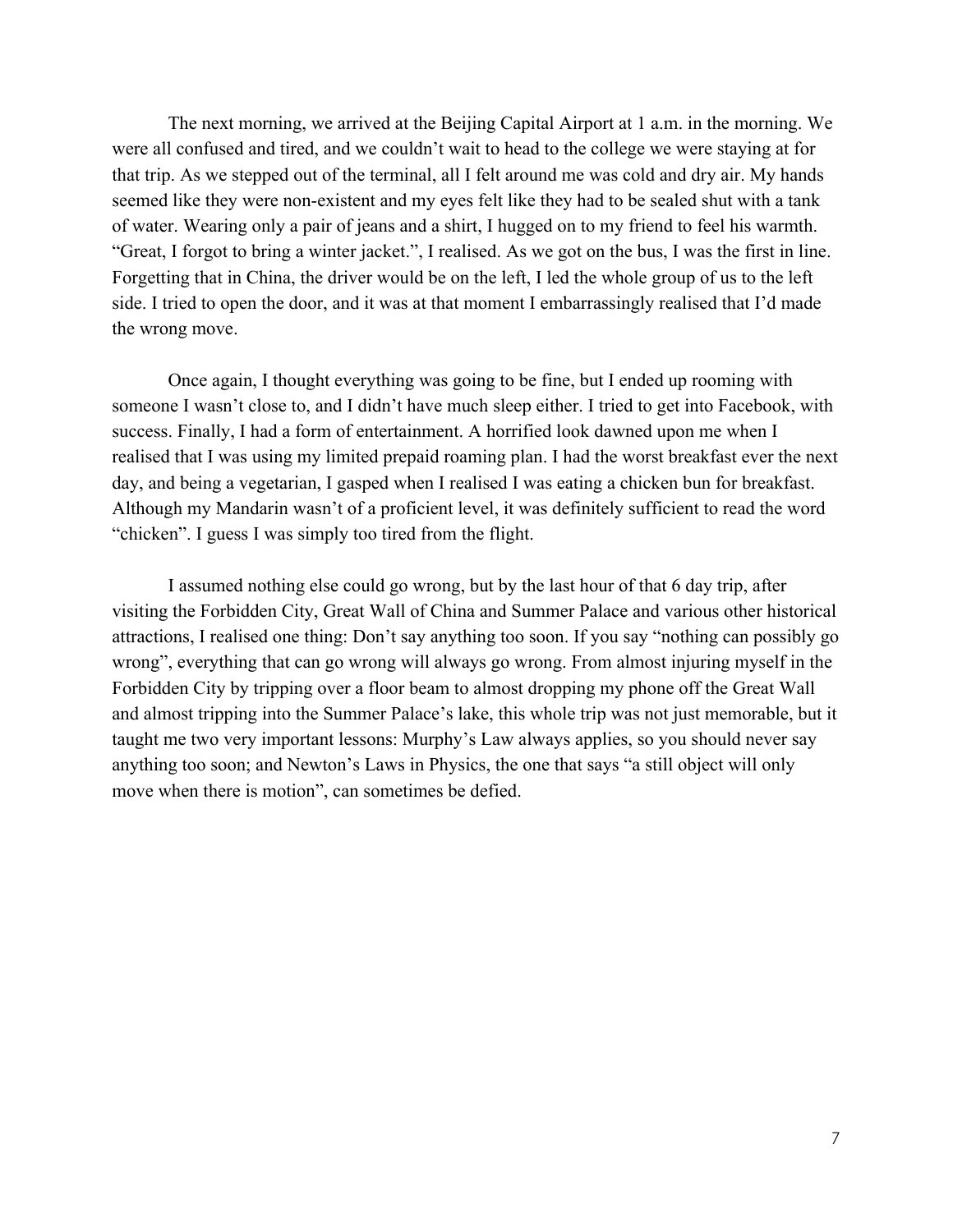The next morning, we arrived at the Beijing Capital Airport at 1 a.m. in the morning. We were all confused and tired, and we couldn't wait to head to the college we were staying at for that trip. As we stepped out of the terminal, all I felt around me was cold and dry air. My hands seemed like they were non-existent and my eyes felt like they had to be sealed shut with a tank of water. Wearing only a pair of jeans and a shirt, I hugged on to my friend to feel his warmth. "Great, I forgot to bring a winter jacket.", I realised. As we got on the bus, I was the first in line. Forgetting that in China, the driver would be on the left, I led the whole group of us to the left side. I tried to open the door, and it was at that moment I embarrassingly realised that I'd made the wrong move.

Once again, I thought everything was going to be fine, but I ended up rooming with someone I wasn't close to, and I didn't have much sleep either. I tried to get into Facebook, with success. Finally, I had a form of entertainment. A horrified look dawned upon me when I realised that I was using my limited prepaid roaming plan. I had the worst breakfast ever the next day, and being a vegetarian, I gasped when I realised I was eating a chicken bun for breakfast. Although my Mandarin wasn't of a proficient level, it was definitely sufficient to read the word "chicken". I guess I was simply too tired from the flight.

I assumed nothing else could go wrong, but by the last hour of that 6 day trip, after visiting the Forbidden City, Great Wall of China and Summer Palace and various other historical attractions, I realised one thing: Don't say anything too soon. If you say "nothing can possibly go wrong", everything that can go wrong will always go wrong. From almost injuring myself in the Forbidden City by tripping over a floor beam to almost dropping my phone off the Great Wall and almost tripping into the Summer Palace's lake, this whole trip was not just memorable, but it taught me two very important lessons: Murphy's Law always applies, so you should never say anything too soon; and Newton's Laws in Physics, the one that says "a still object will only move when there is motion", can sometimes be defied.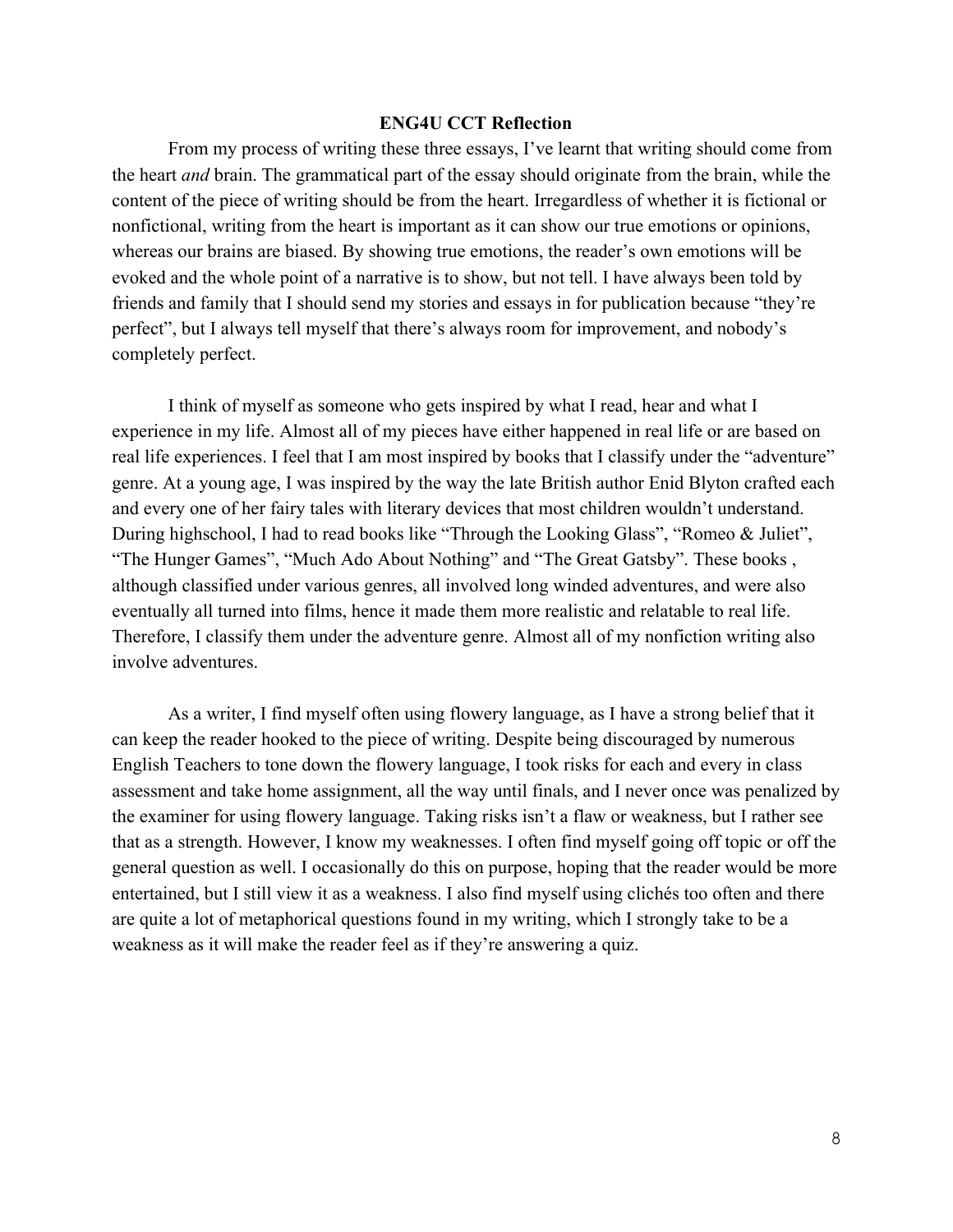**ENG4U CCT Reflection**

From my process of writing these three essays, I've learnt that writing should come from the heart *and* brain. The grammatical part of the essay should originate from the brain, while the content of the piece of writing should be from the heart. Irregardless of whether it is fictional or nonfictional, writing from the heart is important as it can show our true emotions or opinions, whereas our brains are biased. By showing true emotions, the reader's own emotions will be evoked and the whole point of a narrative is to show, but not tell. I have always been told by friends and family that I should send my stories and essays in for publication because "they're perfect", but I always tell myself that there's always room for improvement, and nobody's completely perfect.

I think of myself as someone who gets inspired by what I read, hear and what I experience in my life. Almost all of my pieces have either happened in real life or are based on real life experiences. I feel that I am most inspired by books that I classify under the "adventure" genre. At a young age, I was inspired by the way the late British author Enid Blyton crafted each and every one of her fairy tales with literary devices that most children wouldn't understand. During highschool, I had to read books like "Through the Looking Glass", "Romeo & Juliet", "The Hunger Games", "Much Ado About Nothing" and "The Great Gatsby". These books , although classified under various genres, all involved long winded adventures, and were also eventually all turned into films, hence it made them more realistic and relatable to real life. Therefore, I classify them under the adventure genre. Almost all of my nonfiction writing also involve adventures.

As a writer, I find myself often using flowery language, as I have a strong belief that it can keep the reader hooked to the piece of writing. Despite being discouraged by numerous English Teachers to tone down the flowery language, I took risks for each and every in class assessment and take home assignment, all the way until finals, and I never once was penalized by the examiner for using flowery language. Taking risks isn't a flaw or weakness, but I rather see that as a strength. However, I know my weaknesses. I often find myself going off topic or off the general question as well. I occasionally do this on purpose, hoping that the reader would be more entertained, but I still view it as a weakness. I also find myself using clichés too often and there are quite a lot of metaphorical questions found in my writing, which I strongly take to be a weakness as it will make the reader feel as if they're answering a quiz.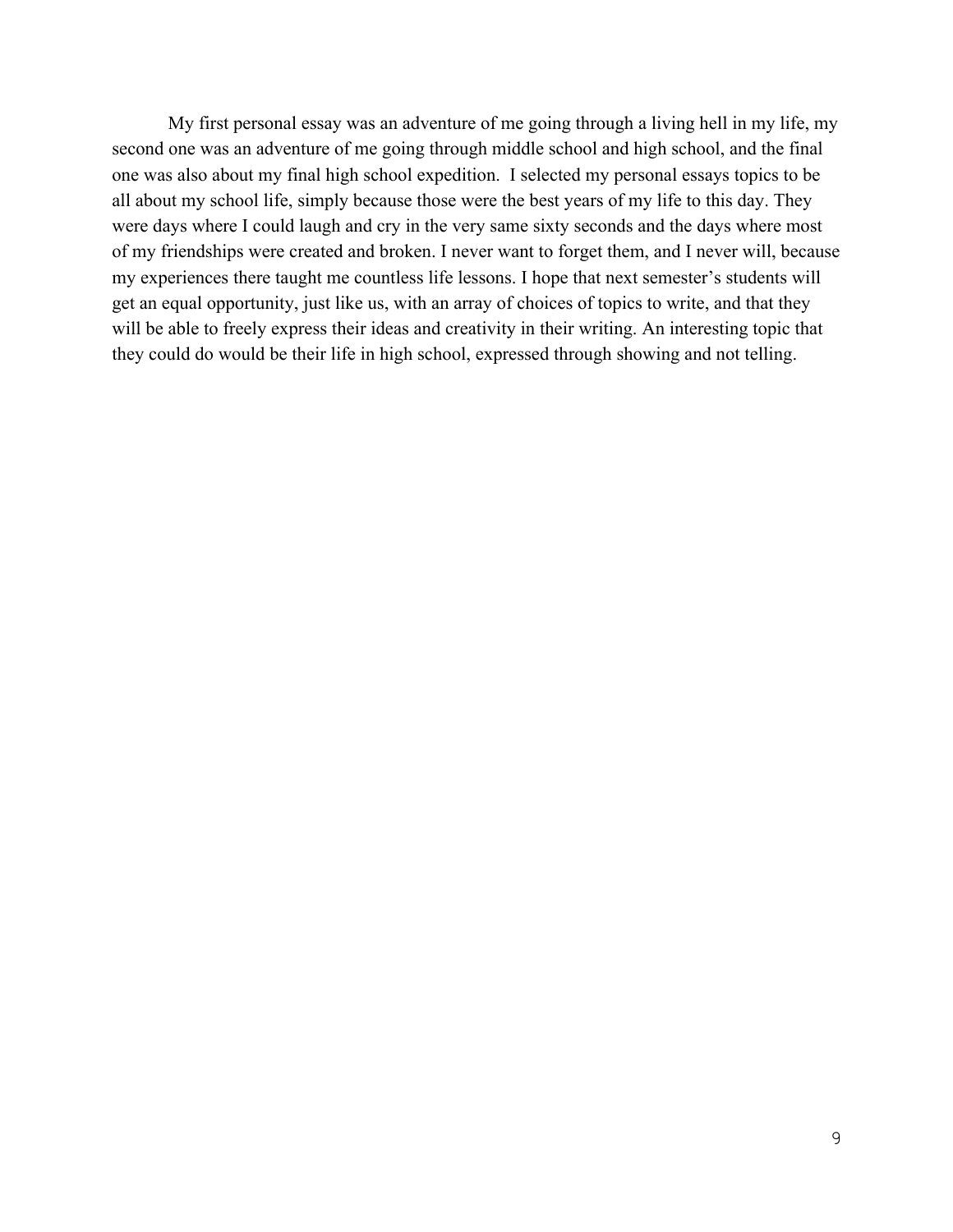My first personal essay was an adventure of me going through a living hell in my life, my second one was an adventure of me going through middle school and high school, and the final one was also about my final high school expedition.  I selected my personal essays topics to be all about my school life, simply because those were the best years of my life to this day. They were days where I could laugh and cry in the very same sixty seconds and the days where most of my friendships were created and broken. I never want to forget them, and I never will, because my experiences there taught me countless life lessons. I hope that next semester's students will get an equal opportunity, just like us, with an array of choices of topics to write, and that they will be able to freely express their ideas and creativity in their writing. An interesting topic that they could do would be their life in high school, expressed through showing and not telling.